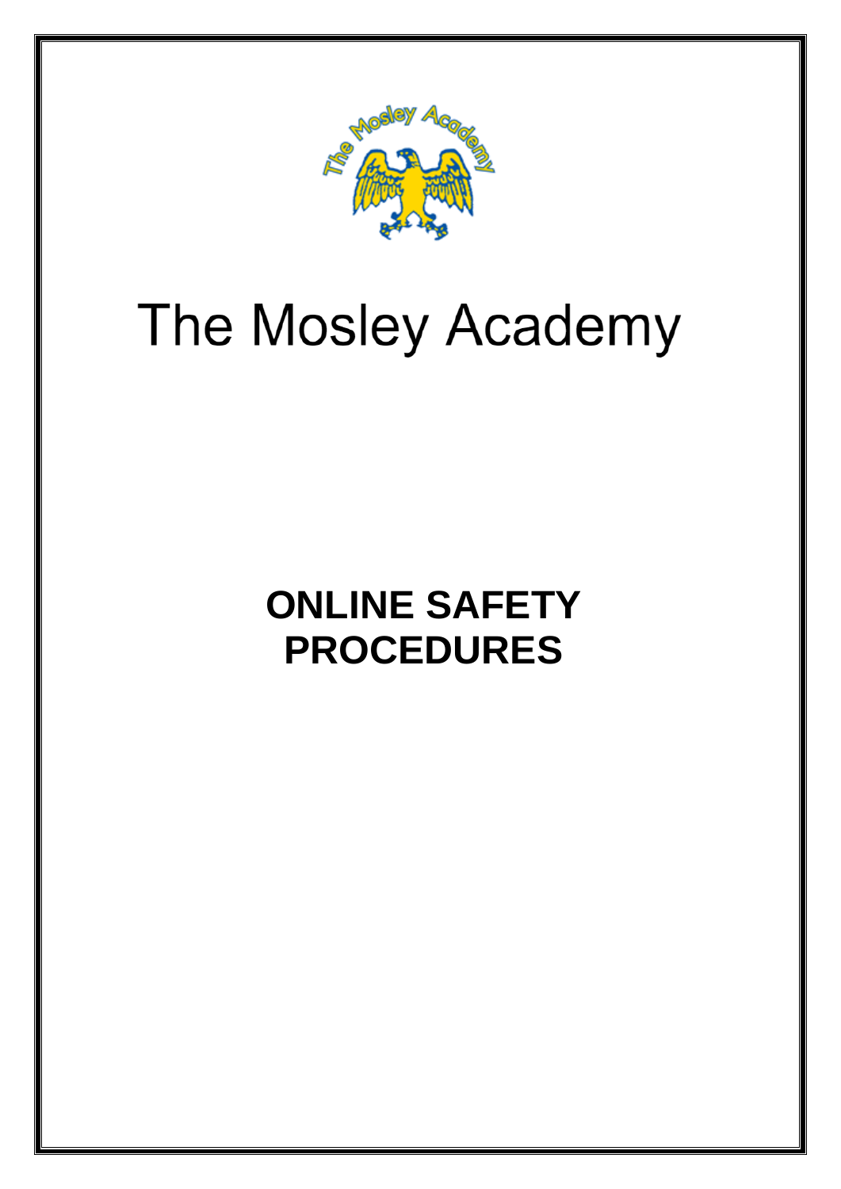# The Mosley Academy

## ONLINE SAFETY PROCEDURES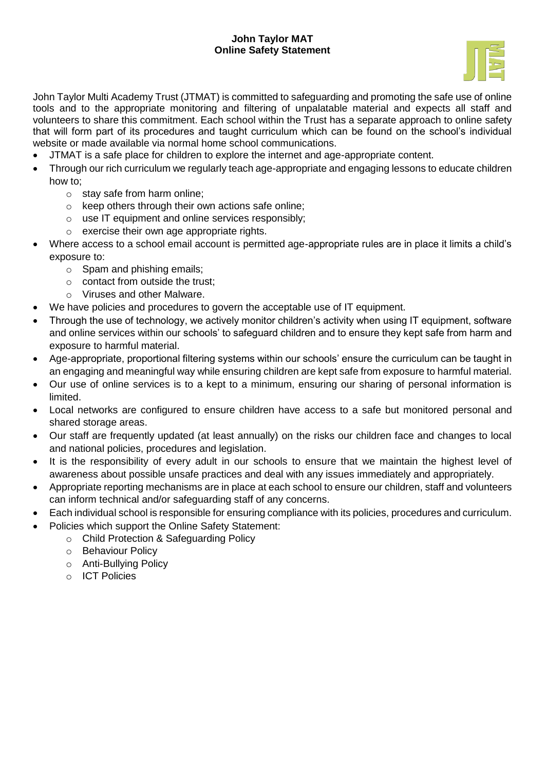**John Taylor MAT**
**Online Safety Statement**

John Taylor Multi Academy Trust (JTMAT) is committed to safeguarding and promoting the safe use of online tools and to the appropriate monitoring and filtering of unpalatable material and expects all staff and volunteers to share this commitment. Each school within the Trust has a separate approach to online safety that will form part of its procedures and taught curriculum which can be found on the school's individual website or made available via normal home school communications.

- JTMAT is a safe place for children to explore the internet and age-appropriate content.
- Through our rich curriculum we regularly teach age-appropriate and engaging lessons to educate children how to;
  - stay safe from harm online;
  - keep others through their own actions safe online;
  - use IT equipment and online services responsibly;
  - exercise their own age appropriate rights.
- Where access to a school email account is permitted age-appropriate rules are in place it limits a child's exposure to:
  - Spam and phishing emails;
  - contact from outside the trust;
  - Viruses and other Malware.
- We have policies and procedures to govern the acceptable use of IT equipment.
- Through the use of technology, we actively monitor children's activity when using IT equipment, software and online services within our schools' to safeguard children and to ensure they kept safe from harm and exposure to harmful material.
- Age-appropriate, proportional filtering systems within our schools' ensure the curriculum can be taught in an engaging and meaningful way while ensuring children are kept safe from exposure to harmful material.
- Our use of online services is to a kept to a minimum, ensuring our sharing of personal information is limited.
- Local networks are configured to ensure children have access to a safe but monitored personal and shared storage areas.
- Our staff are frequently updated (at least annually) on the risks our children face and changes to local and national policies, procedures and legislation.
- It is the responsibility of every adult in our schools to ensure that we maintain the highest level of awareness about possible unsafe practices and deal with any issues immediately and appropriately.
- Appropriate reporting mechanisms are in place at each school to ensure our children, staff and volunteers can inform technical and/or safeguarding staff of any concerns.
- Each individual school is responsible for ensuring compliance with its policies, procedures and curriculum.
- Policies which support the Online Safety Statement:
  - Child Protection & Safeguarding Policy
  - Behaviour Policy
  - Anti-Bullying Policy
  - ICT Policies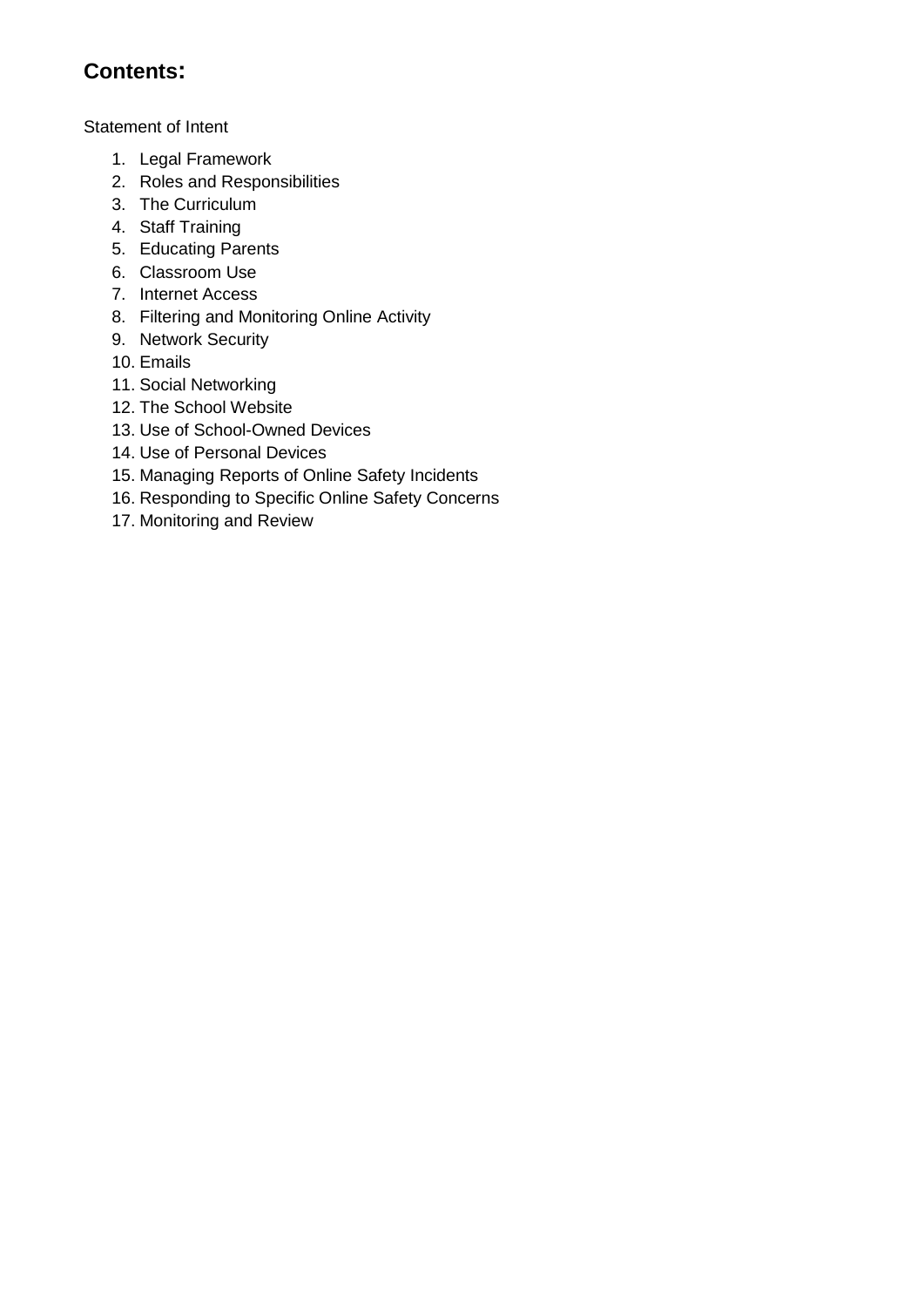## Contents:

Statement of Intent

1. Legal Framework
2. Roles and Responsibilities
3. The Curriculum
4. Staff Training
5. Educating Parents
6. Classroom Use
7. Internet Access
8. Filtering and Monitoring Online Activity
9. Network Security
10. Emails
11. Social Networking
12. The School Website
13. Use of School-Owned Devices
14. Use of Personal Devices
15. Managing Reports of Online Safety Incidents
16. Responding to Specific Online Safety Concerns
17. Monitoring and Review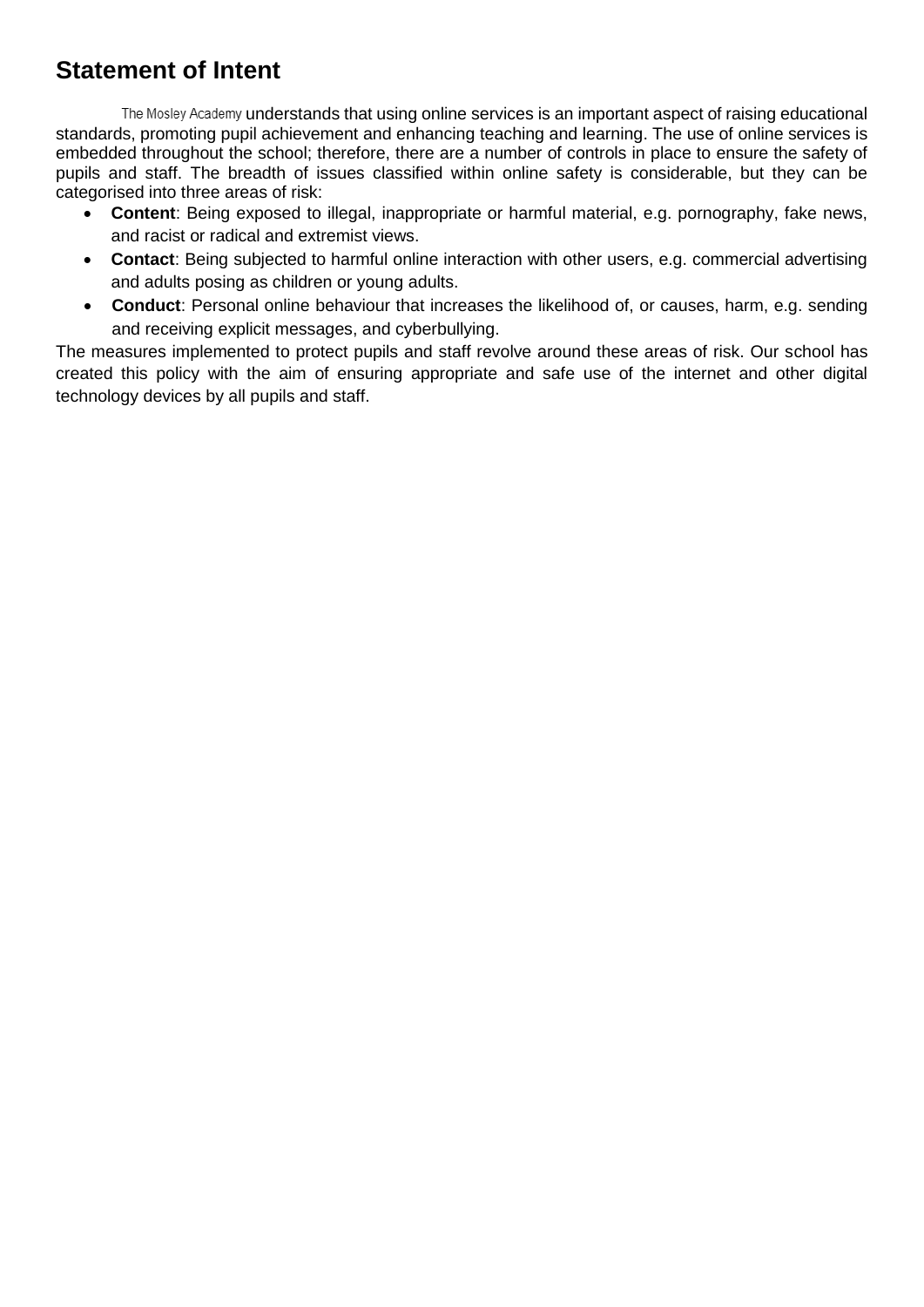## Statement of Intent

The Mosley Academy understands that using online services is an important aspect of raising educational standards, promoting pupil achievement and enhancing teaching and learning. The use of online services is embedded throughout the school; therefore, there are a number of controls in place to ensure the safety of pupils and staff. The breadth of issues classified within online safety is considerable, but they can be categorised into three areas of risk:

- **Content**: Being exposed to illegal, inappropriate or harmful material, e.g. pornography, fake news, and racist or radical and extremist views.
- **Contact**: Being subjected to harmful online interaction with other users, e.g. commercial advertising and adults posing as children or young adults.
- **Conduct**: Personal online behaviour that increases the likelihood of, or causes, harm, e.g. sending and receiving explicit messages, and cyberbullying.

The measures implemented to protect pupils and staff revolve around these areas of risk. Our school has created this policy with the aim of ensuring appropriate and safe use of the internet and other digital technology devices by all pupils and staff.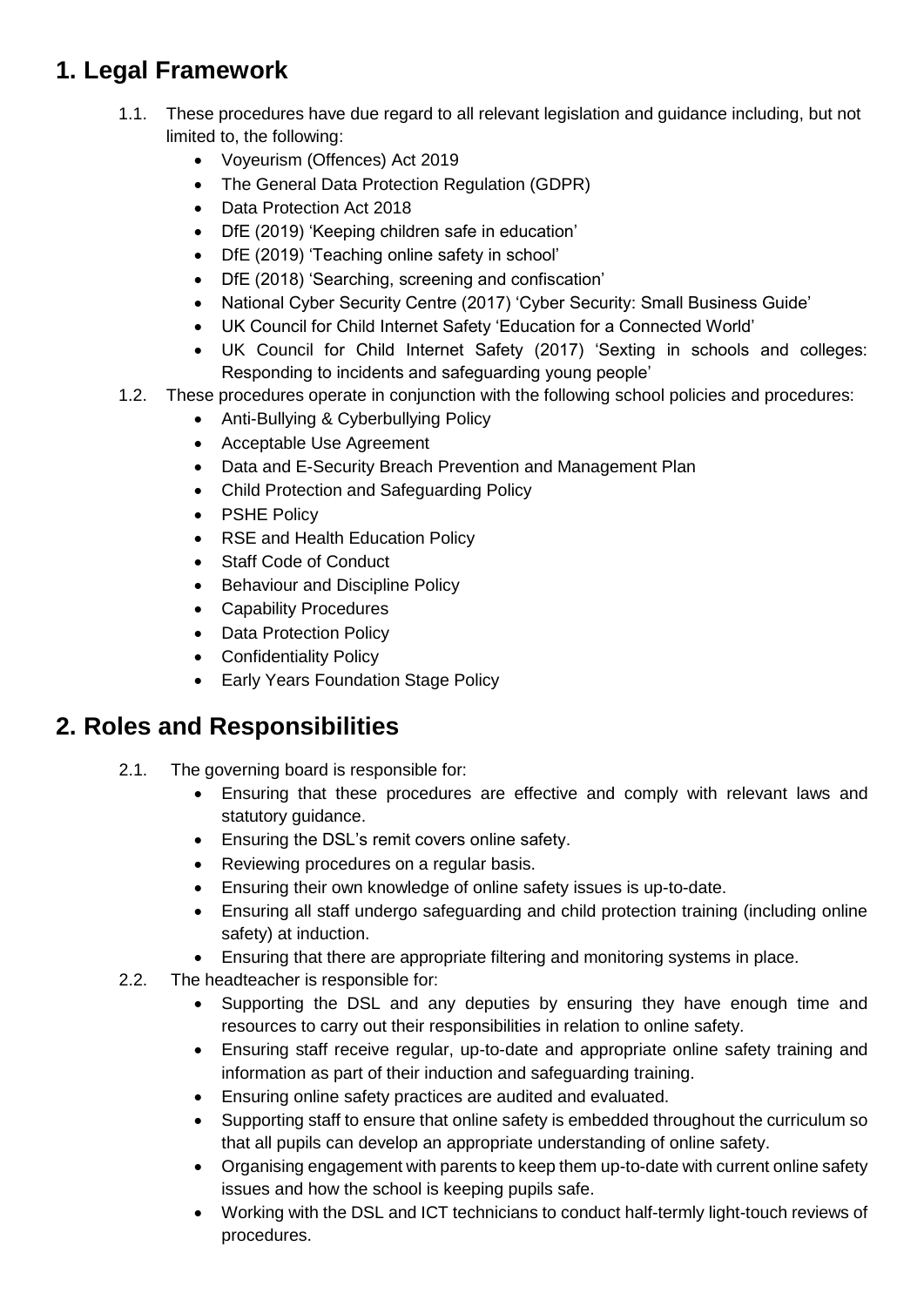# 1. Legal Framework

1.1. These procedures have due regard to all relevant legislation and guidance including, but not limited to, the following:

- Voyeurism (Offences) Act 2019
- The General Data Protection Regulation (GDPR)
- Data Protection Act 2018
- DfE (2019) 'Keeping children safe in education'
- DfE (2019) 'Teaching online safety in school'
- DfE (2018) 'Searching, screening and confiscation'
- National Cyber Security Centre (2017) 'Cyber Security: Small Business Guide'
- UK Council for Child Internet Safety 'Education for a Connected World'
- UK Council for Child Internet Safety (2017) 'Sexting in schools and colleges: Responding to incidents and safeguarding young people'

1.2. These procedures operate in conjunction with the following school policies and procedures:

- Anti-Bullying & Cyberbullying Policy
- Acceptable Use Agreement
- Data and E-Security Breach Prevention and Management Plan
- Child Protection and Safeguarding Policy
- PSHE Policy
- RSE and Health Education Policy
- Staff Code of Conduct
- Behaviour and Discipline Policy
- Capability Procedures
- Data Protection Policy
- Confidentiality Policy
- Early Years Foundation Stage Policy

# 2. Roles and Responsibilities

2.1. The governing board is responsible for:

- Ensuring that these procedures are effective and comply with relevant laws and statutory guidance.
- Ensuring the DSL's remit covers online safety.
- Reviewing procedures on a regular basis.
- Ensuring their own knowledge of online safety issues is up-to-date.
- Ensuring all staff undergo safeguarding and child protection training (including online safety) at induction.
- Ensuring that there are appropriate filtering and monitoring systems in place.

2.2. The headteacher is responsible for:

- Supporting the DSL and any deputies by ensuring they have enough time and resources to carry out their responsibilities in relation to online safety.
- Ensuring staff receive regular, up-to-date and appropriate online safety training and information as part of their induction and safeguarding training.
- Ensuring online safety practices are audited and evaluated.
- Supporting staff to ensure that online safety is embedded throughout the curriculum so that all pupils can develop an appropriate understanding of online safety.
- Organising engagement with parents to keep them up-to-date with current online safety issues and how the school is keeping pupils safe.
- Working with the DSL and ICT technicians to conduct half-termly light-touch reviews of procedures.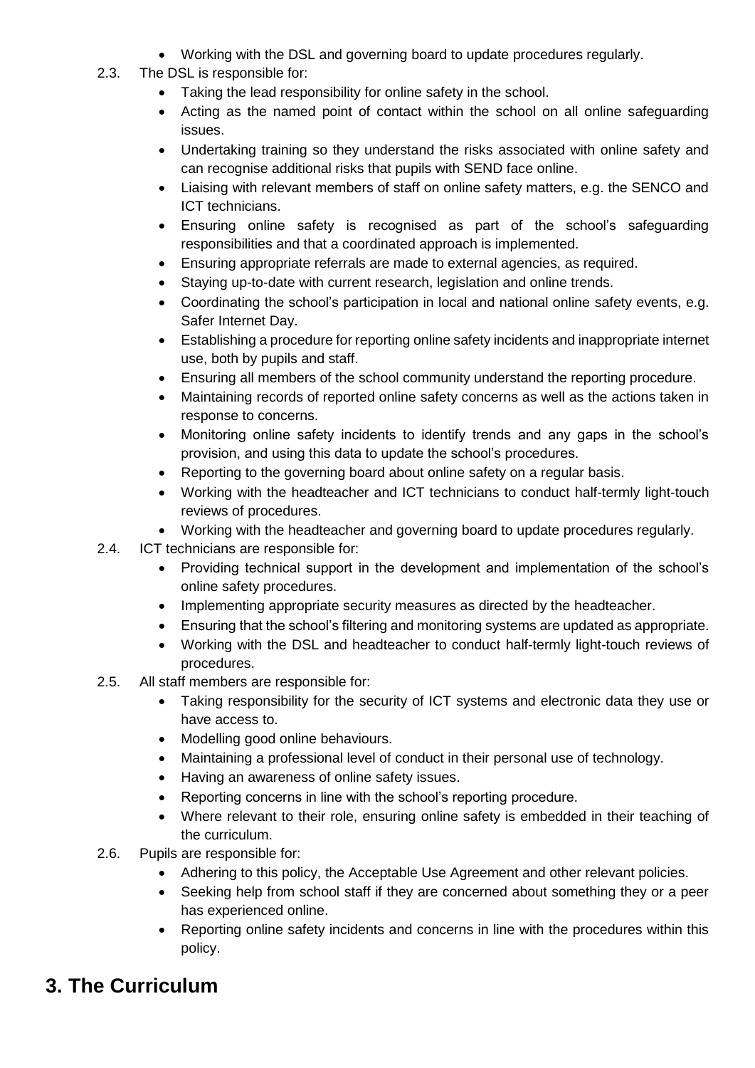- Working with the DSL and governing board to update procedures regularly.

2.3. The DSL is responsible for:

- Taking the lead responsibility for online safety in the school.
- Acting as the named point of contact within the school on all online safeguarding issues.
- Undertaking training so they understand the risks associated with online safety and can recognise additional risks that pupils with SEND face online.
- Liaising with relevant members of staff on online safety matters, e.g. the SENCO and ICT technicians.
- Ensuring online safety is recognised as part of the school's safeguarding responsibilities and that a coordinated approach is implemented.
- Ensuring appropriate referrals are made to external agencies, as required.
- Staying up-to-date with current research, legislation and online trends.
- Coordinating the school's participation in local and national online safety events, e.g. Safer Internet Day.
- Establishing a procedure for reporting online safety incidents and inappropriate internet use, both by pupils and staff.
- Ensuring all members of the school community understand the reporting procedure.
- Maintaining records of reported online safety concerns as well as the actions taken in response to concerns.
- Monitoring online safety incidents to identify trends and any gaps in the school's provision, and using this data to update the school's procedures.
- Reporting to the governing board about online safety on a regular basis.
- Working with the headteacher and ICT technicians to conduct half-termly light-touch reviews of procedures.
- Working with the headteacher and governing board to update procedures regularly.

2.4. ICT technicians are responsible for:

- Providing technical support in the development and implementation of the school's online safety procedures.
- Implementing appropriate security measures as directed by the headteacher.
- Ensuring that the school's filtering and monitoring systems are updated as appropriate.
- Working with the DSL and headteacher to conduct half-termly light-touch reviews of procedures.

2.5. All staff members are responsible for:

- Taking responsibility for the security of ICT systems and electronic data they use or have access to.
- Modelling good online behaviours.
- Maintaining a professional level of conduct in their personal use of technology.
- Having an awareness of online safety issues.
- Reporting concerns in line with the school's reporting procedure.
- Where relevant to their role, ensuring online safety is embedded in their teaching of the curriculum.

2.6. Pupils are responsible for:

- Adhering to this policy, the Acceptable Use Agreement and other relevant policies.
- Seeking help from school staff if they are concerned about something they or a peer has experienced online.
- Reporting online safety incidents and concerns in line with the procedures within this policy.

# 3. The Curriculum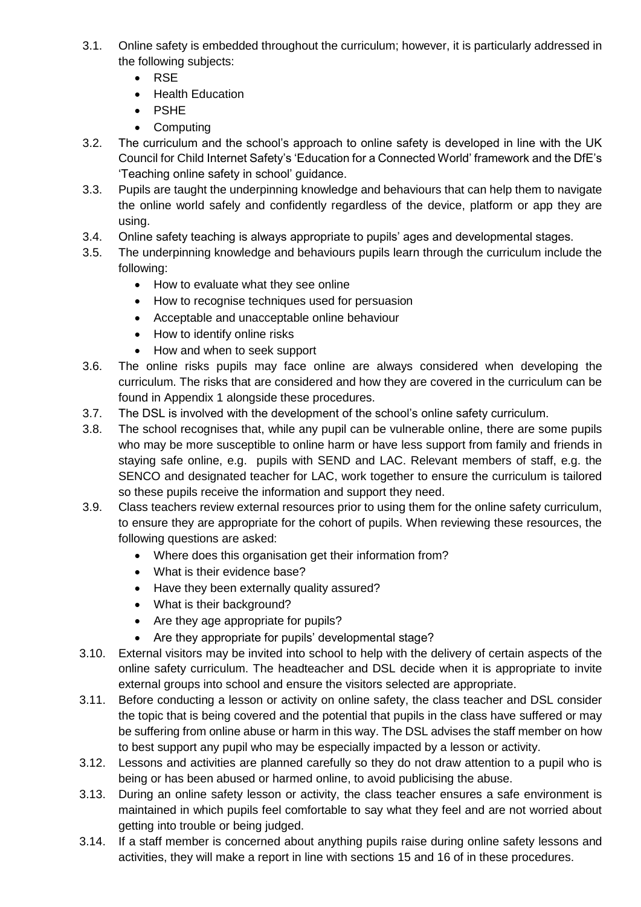3.1. Online safety is embedded throughout the curriculum; however, it is particularly addressed in the following subjects:
   - RSE
   - Health Education
   - PSHE
   - Computing

3.2. The curriculum and the school's approach to online safety is developed in line with the UK Council for Child Internet Safety's 'Education for a Connected World' framework and the DfE's 'Teaching online safety in school' guidance.

3.3. Pupils are taught the underpinning knowledge and behaviours that can help them to navigate the online world safely and confidently regardless of the device, platform or app they are using.

3.4. Online safety teaching is always appropriate to pupils' ages and developmental stages.

3.5. The underpinning knowledge and behaviours pupils learn through the curriculum include the following:
   - How to evaluate what they see online
   - How to recognise techniques used for persuasion
   - Acceptable and unacceptable online behaviour
   - How to identify online risks
   - How and when to seek support

3.6. The online risks pupils may face online are always considered when developing the curriculum. The risks that are considered and how they are covered in the curriculum can be found in Appendix 1 alongside these procedures.

3.7. The DSL is involved with the development of the school's online safety curriculum.

3.8. The school recognises that, while any pupil can be vulnerable online, there are some pupils who may be more susceptible to online harm or have less support from family and friends in staying safe online, e.g. pupils with SEND and LAC. Relevant members of staff, e.g. the SENCO and designated teacher for LAC, work together to ensure the curriculum is tailored so these pupils receive the information and support they need.

3.9. Class teachers review external resources prior to using them for the online safety curriculum, to ensure they are appropriate for the cohort of pupils. When reviewing these resources, the following questions are asked:
   - Where does this organisation get their information from?
   - What is their evidence base?
   - Have they been externally quality assured?
   - What is their background?
   - Are they age appropriate for pupils?
   - Are they appropriate for pupils' developmental stage?

3.10. External visitors may be invited into school to help with the delivery of certain aspects of the online safety curriculum. The headteacher and DSL decide when it is appropriate to invite external groups into school and ensure the visitors selected are appropriate.

3.11. Before conducting a lesson or activity on online safety, the class teacher and DSL consider the topic that is being covered and the potential that pupils in the class have suffered or may be suffering from online abuse or harm in this way. The DSL advises the staff member on how to best support any pupil who may be especially impacted by a lesson or activity.

3.12. Lessons and activities are planned carefully so they do not draw attention to a pupil who is being or has been abused or harmed online, to avoid publicising the abuse.

3.13. During an online safety lesson or activity, the class teacher ensures a safe environment is maintained in which pupils feel comfortable to say what they feel and are not worried about getting into trouble or being judged.

3.14. If a staff member is concerned about anything pupils raise during online safety lessons and activities, they will make a report in line with sections 15 and 16 of in these procedures.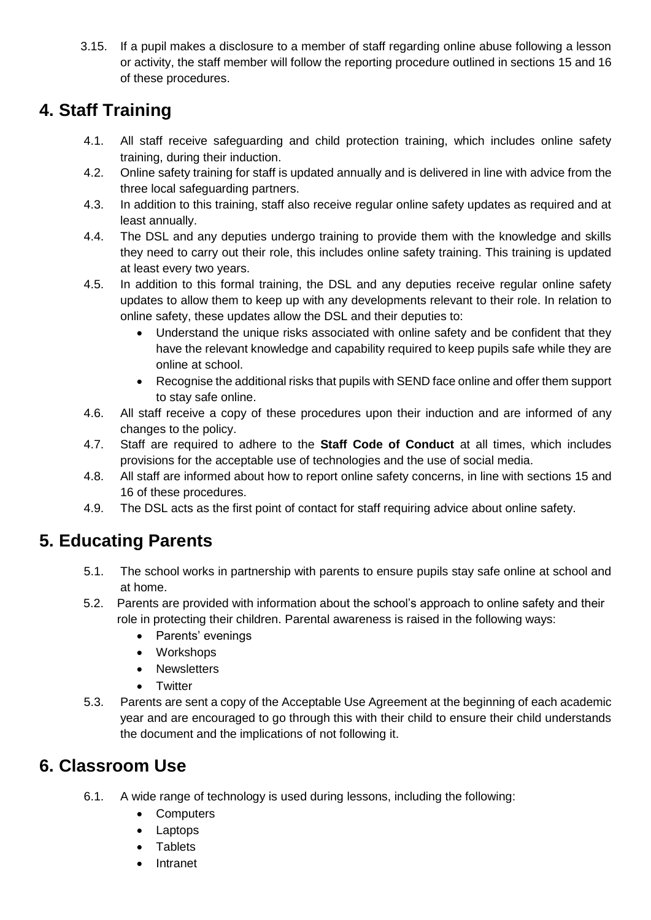3.15. If a pupil makes a disclosure to a member of staff regarding online abuse following a lesson or activity, the staff member will follow the reporting procedure outlined in sections 15 and 16 of these procedures.

## 4. Staff Training

4.1. All staff receive safeguarding and child protection training, which includes online safety training, during their induction.

4.2. Online safety training for staff is updated annually and is delivered in line with advice from the three local safeguarding partners.

4.3. In addition to this training, staff also receive regular online safety updates as required and at least annually.

4.4. The DSL and any deputies undergo training to provide them with the knowledge and skills they need to carry out their role, this includes online safety training. This training is updated at least every two years.

4.5. In addition to this formal training, the DSL and any deputies receive regular online safety updates to allow them to keep up with any developments relevant to their role. In relation to online safety, these updates allow the DSL and their deputies to:

- Understand the unique risks associated with online safety and be confident that they have the relevant knowledge and capability required to keep pupils safe while they are online at school.
- Recognise the additional risks that pupils with SEND face online and offer them support to stay safe online.

4.6. All staff receive a copy of these procedures upon their induction and are informed of any changes to the policy.

4.7. Staff are required to adhere to the **Staff Code of Conduct** at all times, which includes provisions for the acceptable use of technologies and the use of social media.

4.8. All staff are informed about how to report online safety concerns, in line with sections 15 and 16 of these procedures.

4.9. The DSL acts as the first point of contact for staff requiring advice about online safety.

## 5. Educating Parents

5.1. The school works in partnership with parents to ensure pupils stay safe online at school and at home.

5.2. Parents are provided with information about the school's approach to online safety and their role in protecting their children. Parental awareness is raised in the following ways:

- Parents' evenings
- Workshops
- Newsletters
- Twitter

5.3. Parents are sent a copy of the Acceptable Use Agreement at the beginning of each academic year and are encouraged to go through this with their child to ensure their child understands the document and the implications of not following it.

## 6. Classroom Use

6.1. A wide range of technology is used during lessons, including the following:

- Computers
- Laptops
- Tablets
- Intranet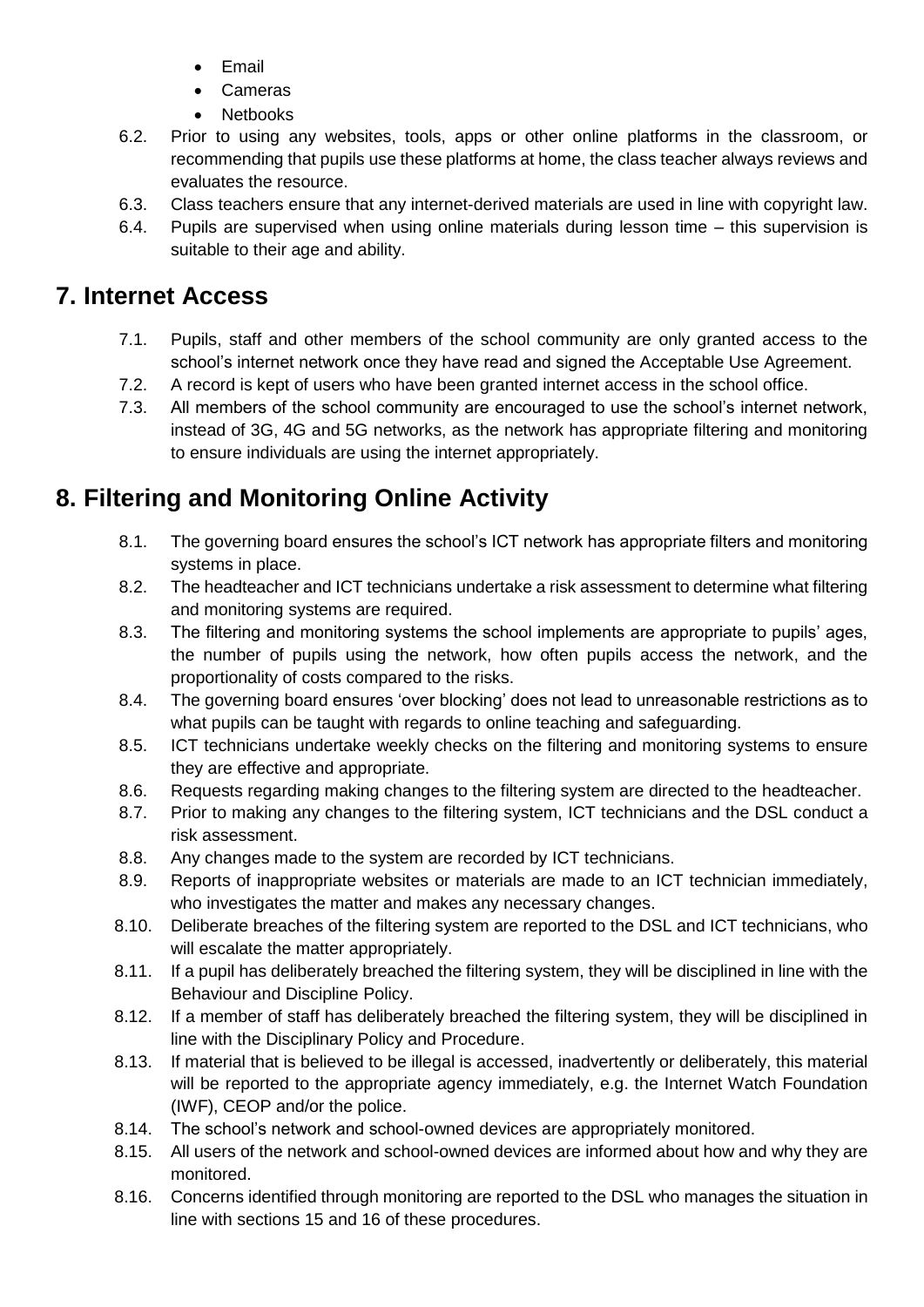- Email
- Cameras
- Netbooks

6.2. Prior to using any websites, tools, apps or other online platforms in the classroom, or recommending that pupils use these platforms at home, the class teacher always reviews and evaluates the resource.

6.3. Class teachers ensure that any internet-derived materials are used in line with copyright law.

6.4. Pupils are supervised when using online materials during lesson time – this supervision is suitable to their age and ability.

## 7. Internet Access

7.1. Pupils, staff and other members of the school community are only granted access to the school's internet network once they have read and signed the Acceptable Use Agreement.

7.2. A record is kept of users who have been granted internet access in the school office.

7.3. All members of the school community are encouraged to use the school's internet network, instead of 3G, 4G and 5G networks, as the network has appropriate filtering and monitoring to ensure individuals are using the internet appropriately.

## 8. Filtering and Monitoring Online Activity

8.1. The governing board ensures the school's ICT network has appropriate filters and monitoring systems in place.

8.2. The headteacher and ICT technicians undertake a risk assessment to determine what filtering and monitoring systems are required.

8.3. The filtering and monitoring systems the school implements are appropriate to pupils' ages, the number of pupils using the network, how often pupils access the network, and the proportionality of costs compared to the risks.

8.4. The governing board ensures 'over blocking' does not lead to unreasonable restrictions as to what pupils can be taught with regards to online teaching and safeguarding.

8.5. ICT technicians undertake weekly checks on the filtering and monitoring systems to ensure they are effective and appropriate.

8.6. Requests regarding making changes to the filtering system are directed to the headteacher.

8.7. Prior to making any changes to the filtering system, ICT technicians and the DSL conduct a risk assessment.

8.8. Any changes made to the system are recorded by ICT technicians.

8.9. Reports of inappropriate websites or materials are made to an ICT technician immediately, who investigates the matter and makes any necessary changes.

8.10. Deliberate breaches of the filtering system are reported to the DSL and ICT technicians, who will escalate the matter appropriately.

8.11. If a pupil has deliberately breached the filtering system, they will be disciplined in line with the Behaviour and Discipline Policy.

8.12. If a member of staff has deliberately breached the filtering system, they will be disciplined in line with the Disciplinary Policy and Procedure.

8.13. If material that is believed to be illegal is accessed, inadvertently or deliberately, this material will be reported to the appropriate agency immediately, e.g. the Internet Watch Foundation (IWF), CEOP and/or the police.

8.14. The school's network and school-owned devices are appropriately monitored.

8.15. All users of the network and school-owned devices are informed about how and why they are monitored.

8.16. Concerns identified through monitoring are reported to the DSL who manages the situation in line with sections 15 and 16 of these procedures.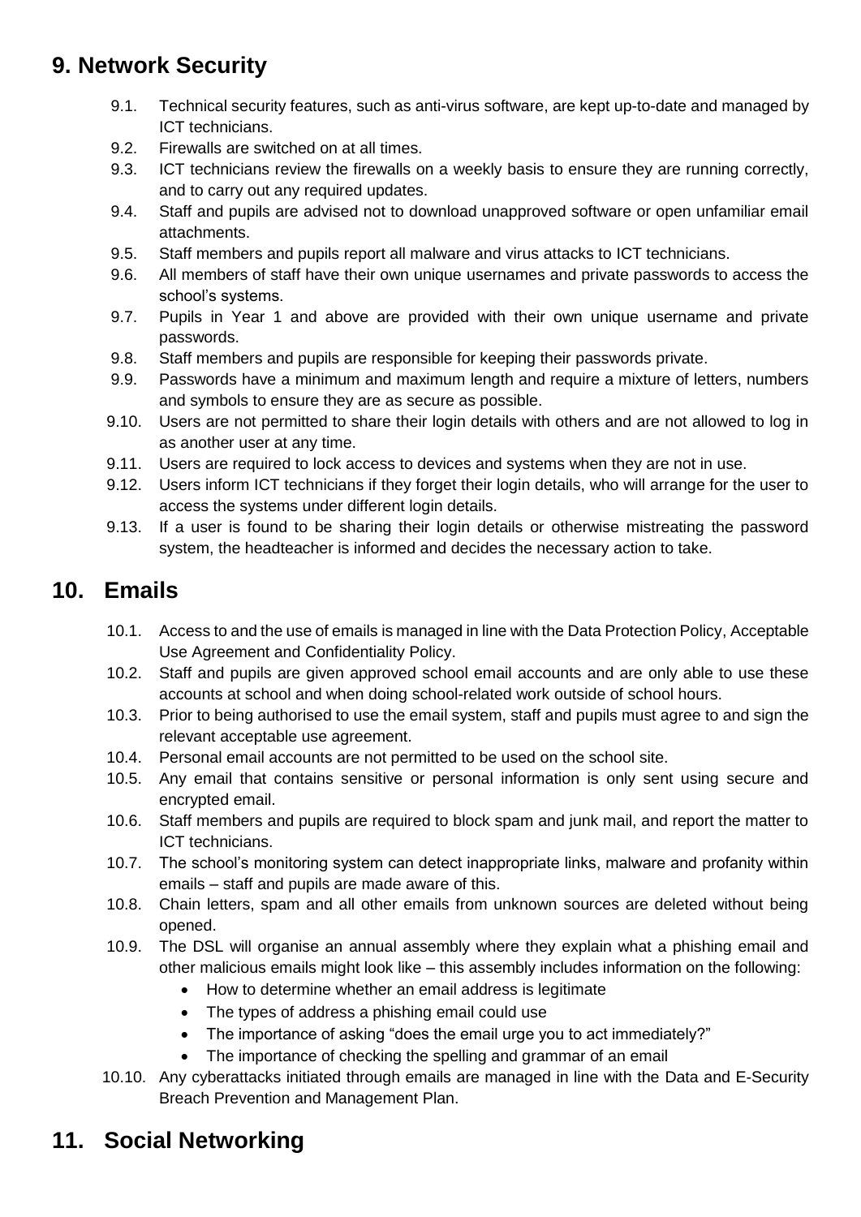## 9. Network Security

9.1. Technical security features, such as anti-virus software, are kept up-to-date and managed by ICT technicians.

9.2. Firewalls are switched on at all times.

9.3. ICT technicians review the firewalls on a weekly basis to ensure they are running correctly, and to carry out any required updates.

9.4. Staff and pupils are advised not to download unapproved software or open unfamiliar email attachments.

9.5. Staff members and pupils report all malware and virus attacks to ICT technicians.

9.6. All members of staff have their own unique usernames and private passwords to access the school's systems.

9.7. Pupils in Year 1 and above are provided with their own unique username and private passwords.

9.8. Staff members and pupils are responsible for keeping their passwords private.

9.9. Passwords have a minimum and maximum length and require a mixture of letters, numbers and symbols to ensure they are as secure as possible.

9.10. Users are not permitted to share their login details with others and are not allowed to log in as another user at any time.

9.11. Users are required to lock access to devices and systems when they are not in use.

9.12. Users inform ICT technicians if they forget their login details, who will arrange for the user to access the systems under different login details.

9.13. If a user is found to be sharing their login details or otherwise mistreating the password system, the headteacher is informed and decides the necessary action to take.

## 10. Emails

10.1. Access to and the use of emails is managed in line with the Data Protection Policy, Acceptable Use Agreement and Confidentiality Policy.

10.2. Staff and pupils are given approved school email accounts and are only able to use these accounts at school and when doing school-related work outside of school hours.

10.3. Prior to being authorised to use the email system, staff and pupils must agree to and sign the relevant acceptable use agreement.

10.4. Personal email accounts are not permitted to be used on the school site.

10.5. Any email that contains sensitive or personal information is only sent using secure and encrypted email.

10.6. Staff members and pupils are required to block spam and junk mail, and report the matter to ICT technicians.

10.7. The school's monitoring system can detect inappropriate links, malware and profanity within emails – staff and pupils are made aware of this.

10.8. Chain letters, spam and all other emails from unknown sources are deleted without being opened.

10.9. The DSL will organise an annual assembly where they explain what a phishing email and other malicious emails might look like – this assembly includes information on the following:

- How to determine whether an email address is legitimate
- The types of address a phishing email could use
- The importance of asking "does the email urge you to act immediately?"
- The importance of checking the spelling and grammar of an email

10.10. Any cyberattacks initiated through emails are managed in line with the Data and E-Security Breach Prevention and Management Plan.

## 11. Social Networking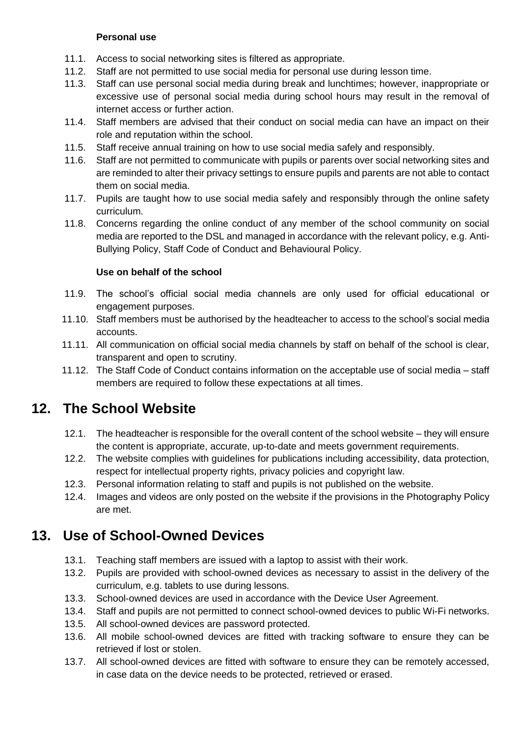### Personal use

11.1. Access to social networking sites is filtered as appropriate.

11.2. Staff are not permitted to use social media for personal use during lesson time.

11.3. Staff can use personal social media during break and lunchtimes; however, inappropriate or excessive use of personal social media during school hours may result in the removal of internet access or further action.

11.4. Staff members are advised that their conduct on social media can have an impact on their role and reputation within the school.

11.5. Staff receive annual training on how to use social media safely and responsibly.

11.6. Staff are not permitted to communicate with pupils or parents over social networking sites and are reminded to alter their privacy settings to ensure pupils and parents are not able to contact them on social media.

11.7. Pupils are taught how to use social media safely and responsibly through the online safety curriculum.

11.8. Concerns regarding the online conduct of any member of the school community on social media are reported to the DSL and managed in accordance with the relevant policy, e.g. Anti-Bullying Policy, Staff Code of Conduct and Behavioural Policy.

### Use on behalf of the school

11.9. The school's official social media channels are only used for official educational or engagement purposes.

11.10. Staff members must be authorised by the headteacher to access to the school's social media accounts.

11.11. All communication on official social media channels by staff on behalf of the school is clear, transparent and open to scrutiny.

11.12. The Staff Code of Conduct contains information on the acceptable use of social media – staff members are required to follow these expectations at all times.

## 12. The School Website

12.1. The headteacher is responsible for the overall content of the school website – they will ensure the content is appropriate, accurate, up-to-date and meets government requirements.

12.2. The website complies with guidelines for publications including accessibility, data protection, respect for intellectual property rights, privacy policies and copyright law.

12.3. Personal information relating to staff and pupils is not published on the website.

12.4. Images and videos are only posted on the website if the provisions in the Photography Policy are met.

## 13. Use of School-Owned Devices

13.1. Teaching staff members are issued with a laptop to assist with their work.

13.2. Pupils are provided with school-owned devices as necessary to assist in the delivery of the curriculum, e.g. tablets to use during lessons.

13.3. School-owned devices are used in accordance with the Device User Agreement.

13.4. Staff and pupils are not permitted to connect school-owned devices to public Wi-Fi networks.

13.5. All school-owned devices are password protected.

13.6. All mobile school-owned devices are fitted with tracking software to ensure they can be retrieved if lost or stolen.

13.7. All school-owned devices are fitted with software to ensure they can be remotely accessed, in case data on the device needs to be protected, retrieved or erased.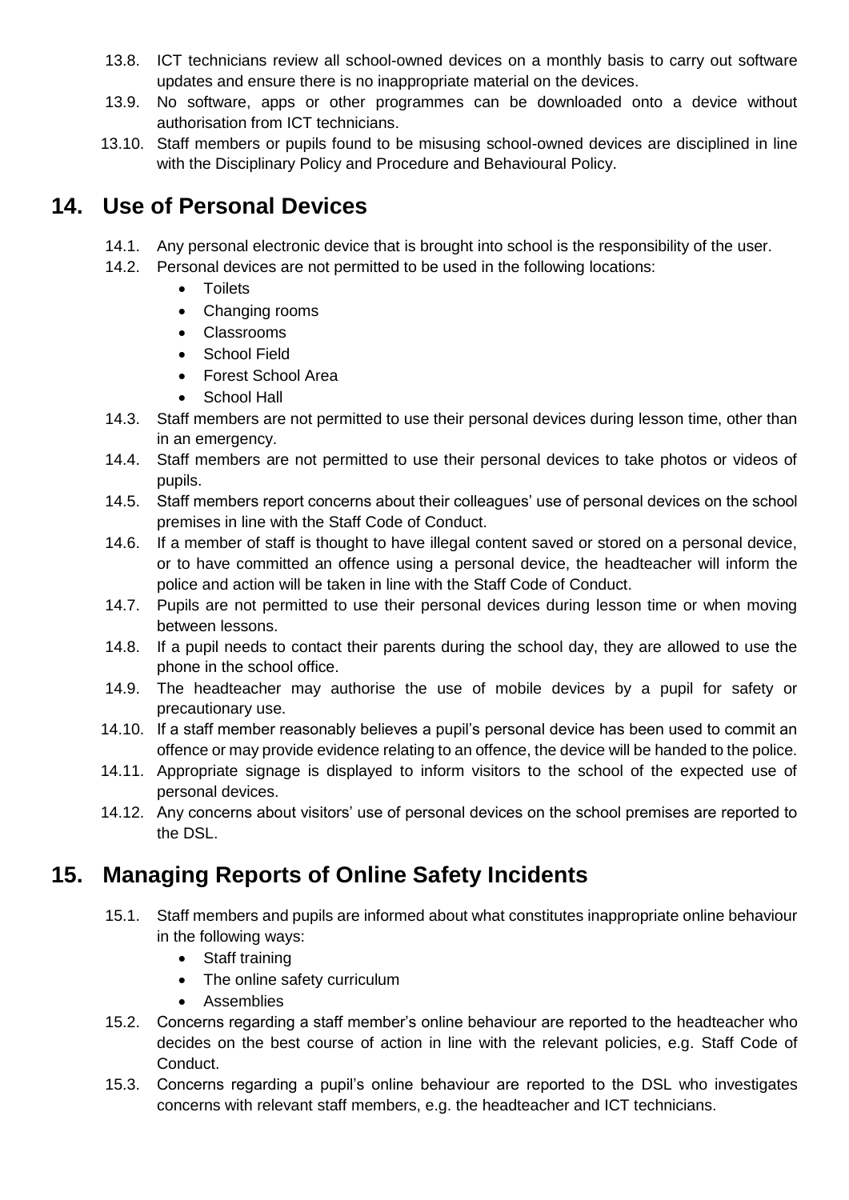13.8. ICT technicians review all school-owned devices on a monthly basis to carry out software updates and ensure there is no inappropriate material on the devices.

13.9. No software, apps or other programmes can be downloaded onto a device without authorisation from ICT technicians.

13.10. Staff members or pupils found to be misusing school-owned devices are disciplined in line with the Disciplinary Policy and Procedure and Behavioural Policy.

## 14. Use of Personal Devices

14.1. Any personal electronic device that is brought into school is the responsibility of the user.

14.2. Personal devices are not permitted to be used in the following locations:

- Toilets
- Changing rooms
- Classrooms
- School Field
- Forest School Area
- School Hall

14.3. Staff members are not permitted to use their personal devices during lesson time, other than in an emergency.

14.4. Staff members are not permitted to use their personal devices to take photos or videos of pupils.

14.5. Staff members report concerns about their colleagues' use of personal devices on the school premises in line with the Staff Code of Conduct.

14.6. If a member of staff is thought to have illegal content saved or stored on a personal device, or to have committed an offence using a personal device, the headteacher will inform the police and action will be taken in line with the Staff Code of Conduct.

14.7. Pupils are not permitted to use their personal devices during lesson time or when moving between lessons.

14.8. If a pupil needs to contact their parents during the school day, they are allowed to use the phone in the school office.

14.9. The headteacher may authorise the use of mobile devices by a pupil for safety or precautionary use.

14.10. If a staff member reasonably believes a pupil's personal device has been used to commit an offence or may provide evidence relating to an offence, the device will be handed to the police.

14.11. Appropriate signage is displayed to inform visitors to the school of the expected use of personal devices.

14.12. Any concerns about visitors' use of personal devices on the school premises are reported to the DSL.

## 15. Managing Reports of Online Safety Incidents

15.1. Staff members and pupils are informed about what constitutes inappropriate online behaviour in the following ways:

- Staff training
- The online safety curriculum
- Assemblies

15.2. Concerns regarding a staff member's online behaviour are reported to the headteacher who decides on the best course of action in line with the relevant policies, e.g. Staff Code of Conduct.

15.3. Concerns regarding a pupil's online behaviour are reported to the DSL who investigates concerns with relevant staff members, e.g. the headteacher and ICT technicians.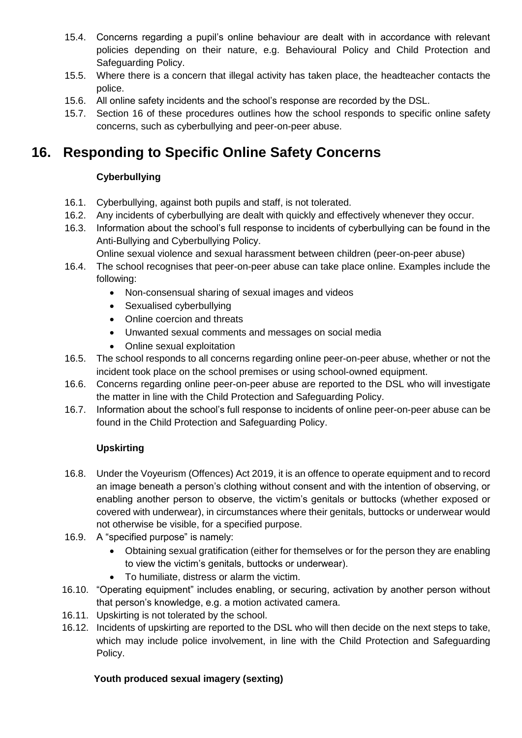15.4. Concerns regarding a pupil's online behaviour are dealt with in accordance with relevant policies depending on their nature, e.g. Behavioural Policy and Child Protection and Safeguarding Policy.

15.5. Where there is a concern that illegal activity has taken place, the headteacher contacts the police.

15.6. All online safety incidents and the school's response are recorded by the DSL.

15.7. Section 16 of these procedures outlines how the school responds to specific online safety concerns, such as cyberbullying and peer-on-peer abuse.

# 16. Responding to Specific Online Safety Concerns

**Cyberbullying**

16.1. Cyberbullying, against both pupils and staff, is not tolerated.

16.2. Any incidents of cyberbullying are dealt with quickly and effectively whenever they occur.

16.3. Information about the school's full response to incidents of cyberbullying can be found in the Anti-Bullying and Cyberbullying Policy.

Online sexual violence and sexual harassment between children (peer-on-peer abuse)

16.4. The school recognises that peer-on-peer abuse can take place online. Examples include the following:

- Non-consensual sharing of sexual images and videos
- Sexualised cyberbullying
- Online coercion and threats
- Unwanted sexual comments and messages on social media
- Online sexual exploitation

16.5. The school responds to all concerns regarding online peer-on-peer abuse, whether or not the incident took place on the school premises or using school-owned equipment.

16.6. Concerns regarding online peer-on-peer abuse are reported to the DSL who will investigate the matter in line with the Child Protection and Safeguarding Policy.

16.7. Information about the school's full response to incidents of online peer-on-peer abuse can be found in the Child Protection and Safeguarding Policy.

**Upskirting**

16.8. Under the Voyeurism (Offences) Act 2019, it is an offence to operate equipment and to record an image beneath a person's clothing without consent and with the intention of observing, or enabling another person to observe, the victim's genitals or buttocks (whether exposed or covered with underwear), in circumstances where their genitals, buttocks or underwear would not otherwise be visible, for a specified purpose.

16.9. A "specified purpose" is namely:

- Obtaining sexual gratification (either for themselves or for the person they are enabling to view the victim's genitals, buttocks or underwear).
- To humiliate, distress or alarm the victim.

16.10. "Operating equipment" includes enabling, or securing, activation by another person without that person's knowledge, e.g. a motion activated camera.

16.11. Upskirting is not tolerated by the school.

16.12. Incidents of upskirting are reported to the DSL who will then decide on the next steps to take, which may include police involvement, in line with the Child Protection and Safeguarding Policy.

**Youth produced sexual imagery (sexting)**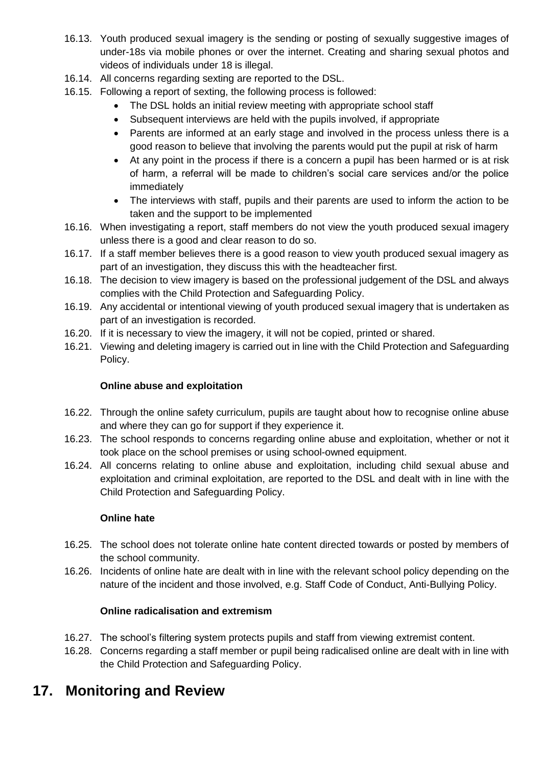16.13. Youth produced sexual imagery is the sending or posting of sexually suggestive images of under-18s via mobile phones or over the internet. Creating and sharing sexual photos and videos of individuals under 18 is illegal.

16.14. All concerns regarding sexting are reported to the DSL.

16.15. Following a report of sexting, the following process is followed:

- The DSL holds an initial review meeting with appropriate school staff
- Subsequent interviews are held with the pupils involved, if appropriate
- Parents are informed at an early stage and involved in the process unless there is a good reason to believe that involving the parents would put the pupil at risk of harm
- At any point in the process if there is a concern a pupil has been harmed or is at risk of harm, a referral will be made to children's social care services and/or the police immediately
- The interviews with staff, pupils and their parents are used to inform the action to be taken and the support to be implemented

16.16. When investigating a report, staff members do not view the youth produced sexual imagery unless there is a good and clear reason to do so.

16.17. If a staff member believes there is a good reason to view youth produced sexual imagery as part of an investigation, they discuss this with the headteacher first.

16.18. The decision to view imagery is based on the professional judgement of the DSL and always complies with the Child Protection and Safeguarding Policy.

16.19. Any accidental or intentional viewing of youth produced sexual imagery that is undertaken as part of an investigation is recorded.

16.20. If it is necessary to view the imagery, it will not be copied, printed or shared.

16.21. Viewing and deleting imagery is carried out in line with the Child Protection and Safeguarding Policy.

**Online abuse and exploitation**

16.22. Through the online safety curriculum, pupils are taught about how to recognise online abuse and where they can go for support if they experience it.

16.23. The school responds to concerns regarding online abuse and exploitation, whether or not it took place on the school premises or using school-owned equipment.

16.24. All concerns relating to online abuse and exploitation, including child sexual abuse and exploitation and criminal exploitation, are reported to the DSL and dealt with in line with the Child Protection and Safeguarding Policy.

**Online hate**

16.25. The school does not tolerate online hate content directed towards or posted by members of the school community.

16.26. Incidents of online hate are dealt with in line with the relevant school policy depending on the nature of the incident and those involved, e.g. Staff Code of Conduct, Anti-Bullying Policy.

**Online radicalisation and extremism**

16.27. The school's filtering system protects pupils and staff from viewing extremist content.

16.28. Concerns regarding a staff member or pupil being radicalised online are dealt with in line with the Child Protection and Safeguarding Policy.

## 17. Monitoring and Review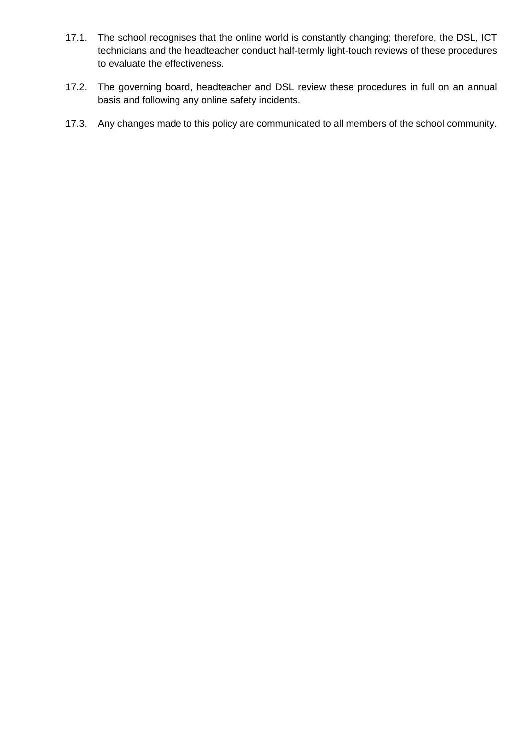17.1. The school recognises that the online world is constantly changing; therefore, the DSL, ICT technicians and the headteacher conduct half-termly light-touch reviews of these procedures to evaluate the effectiveness.

17.2. The governing board, headteacher and DSL review these procedures in full on an annual basis and following any online safety incidents.

17.3. Any changes made to this policy are communicated to all members of the school community.